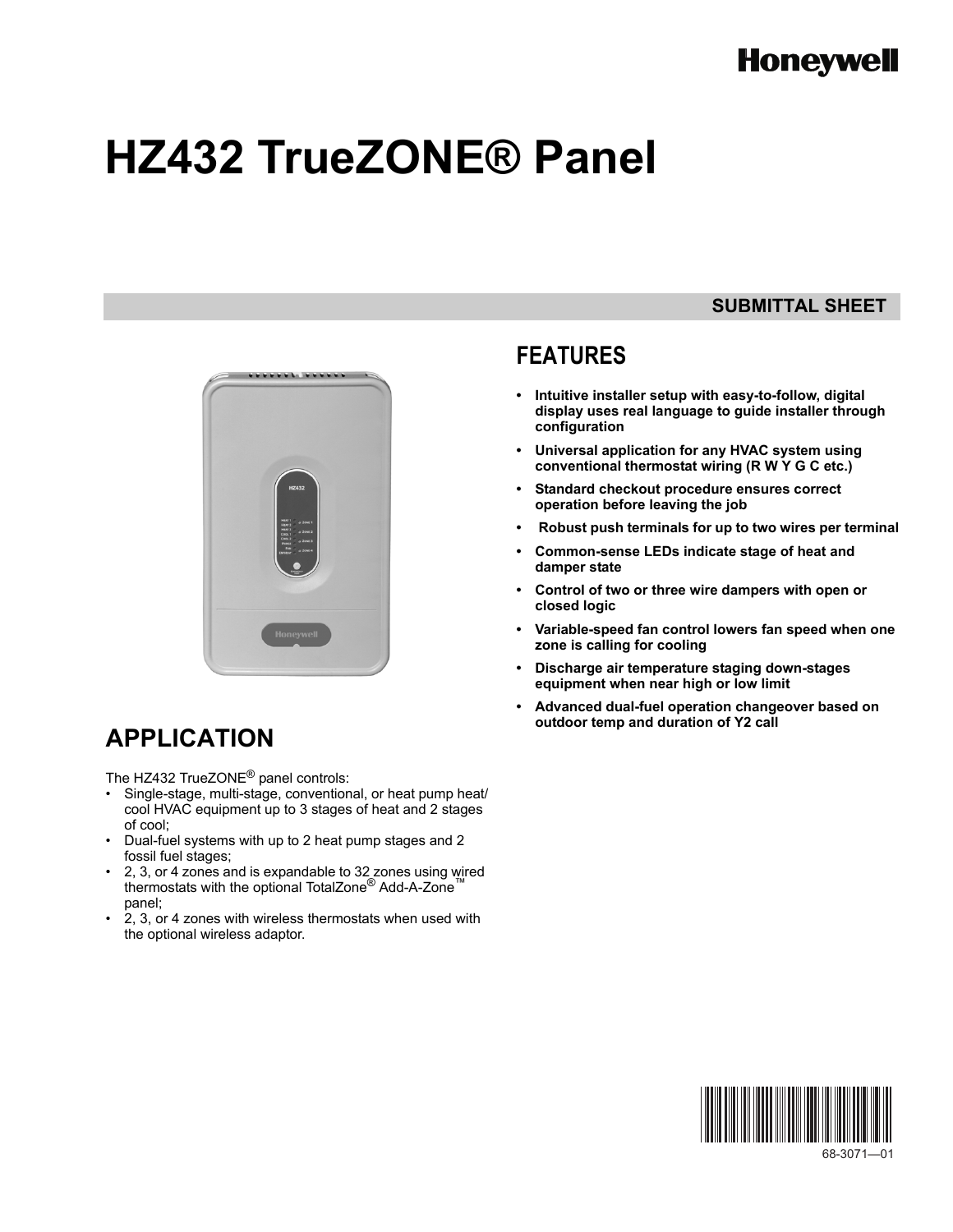Honeywell

# HZ432 TrueZONE® Panel

**SUBMITTAL SHEET**

## FEATURES

- **Intuitive installer setup with easy-to-follow, digital display uses real language to guide installer through configuration**
- **Universal application for any HVAC system using conventional thermostat wiring (R W Y G C etc.)**
- **Standard checkout procedure ensures correct operation before leaving the job**
- **Robust push terminals for up to two wires per terminal**
- **Common-sense LEDs indicate stage of heat and damper state**
- **Control of two or three wire dampers with open or closed logic**
- **Variable-speed fan control lowers fan speed when one zone is calling for cooling**
- **Discharge air temperature staging down-stages equipment when near high or low limit**
- **Advanced dual-fuel operation changeover based on outdoor temp and duration of Y2 call**

## APPLICATION

The HZ432 TrueZONE® panel controls:

- Single-stage, multi-stage, conventional, or heat pump heat/cool HVAC equipment up to 3 stages of heat and 2 stages of cool;
- Dual-fuel systems with up to 2 heat pump stages and 2 fossil fuel stages;
- 2, 3, or 4 zones and is expandable to 32 zones using wired thermostats with the optional TotalZone® Add-A-Zone™ panel;
- 2, 3, or 4 zones with wireless thermostats when used with the optional wireless adaptor.

68-3071—01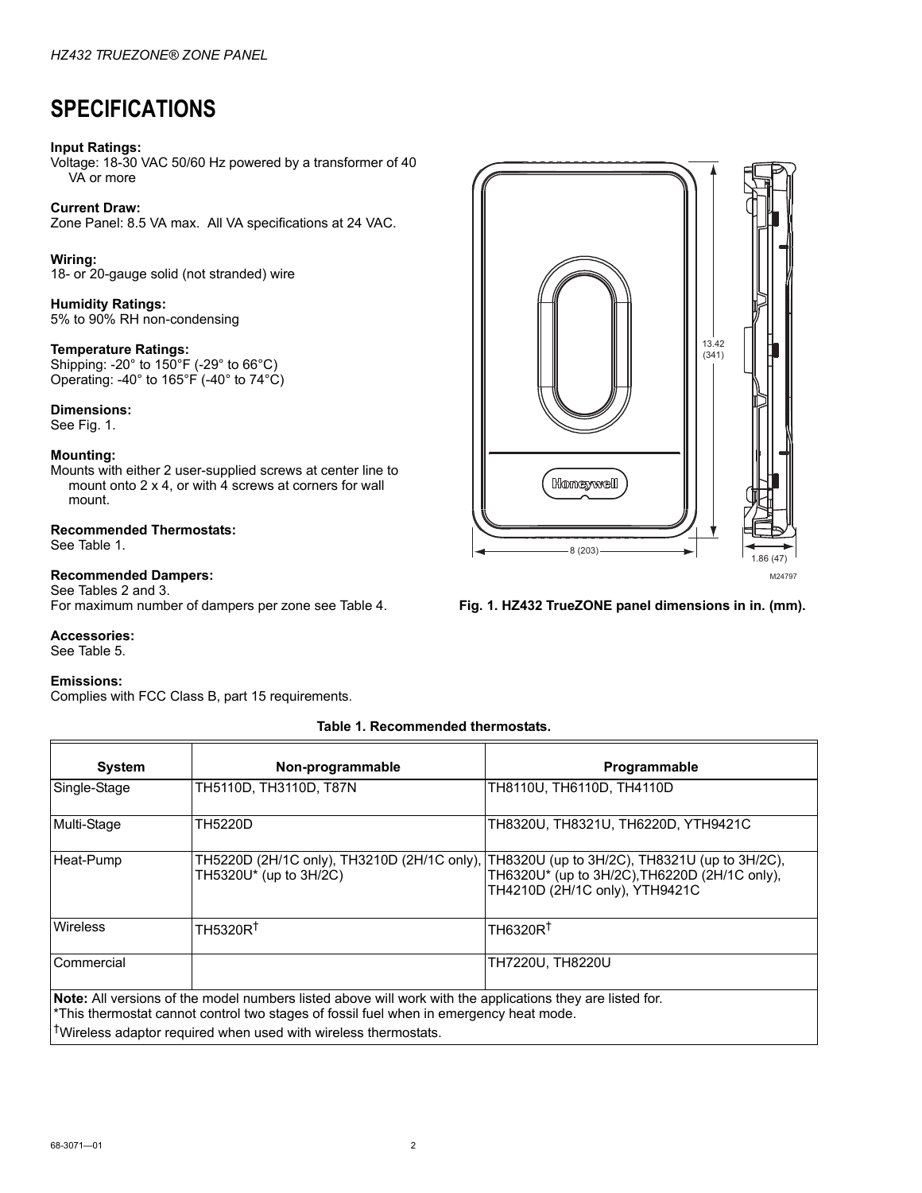# SPECIFICATIONS

**Input Ratings:**
Voltage: 18-30 VAC 50/60 Hz powered by a transformer of 40 VA or more

**Current Draw:**
Zone Panel: 8.5 VA max. All VA specifications at 24 VAC.

**Wiring:**
18- or 20-gauge solid (not stranded) wire

**Humidity Ratings:**
5% to 90% RH non-condensing

**Temperature Ratings:**
Shipping: -20° to 150°F (-29° to 66°C)
Operating: -40° to 165°F (-40° to 74°C)

**Dimensions:**
See Fig. 1.

**Mounting:**
Mounts with either 2 user-supplied screws at center line to mount onto 2 x 4, or with 4 screws at corners for wall mount.

**Recommended Thermostats:**
See Table 1.

**Recommended Dampers:**
See Tables 2 and 3.
For maximum number of dampers per zone see Table 4.

**Accessories:**
See Table 5.

**Emissions:**
Complies with FCC Class B, part 15 requirements.

**Fig. 1. HZ432 TrueZONE panel dimensions in in. (mm).**

**Table 1. Recommended thermostats.**

| System | Non-programmable | Programmable |
|---|---|---|
| Single-Stage | TH5110D, TH3110D, T87N | TH8110U, TH6110D, TH4110D |
| Multi-Stage | TH5220D | TH8320U, TH8321U, TH6220D, YTH9421C |
| Heat-Pump | TH5220D (2H/1C only), TH3210D (2H/1C only), TH5320U* (up to 3H/2C) | TH8320U (up to 3H/2C), TH8321U (up to 3H/2C), TH6320U* (up to 3H/2C),TH6220D (2H/1C only), TH4210D (2H/1C only), YTH9421C |
| Wireless | TH5320R† | TH6320R† |
| Commercial | | TH7220U, TH8220U |

**Note:** All versions of the model numbers listed above will work with the applications they are listed for.
*This thermostat cannot control two stages of fossil fuel when in emergency heat mode.
†Wireless adaptor required when used with wireless thermostats.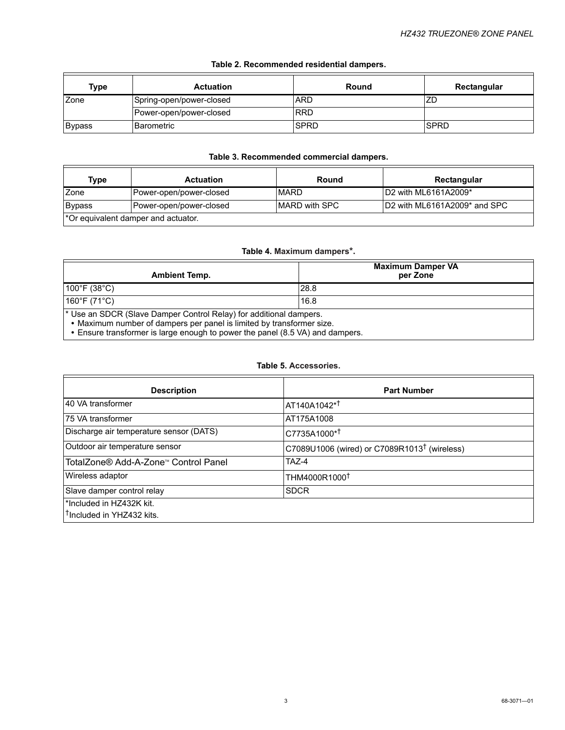**Table 2. Recommended residential dampers.**

| Type | Actuation | Round | Rectangular |
|---|---|---|---|
| Zone | Spring-open/power-closed | ARD | ZD |
| | Power-open/power-closed | RRD | |
| Bypass | Barometric | SPRD | SPRD |

**Table 3. Recommended commercial dampers.**

| Type | Actuation | Round | Rectangular |
|---|---|---|---|
| Zone | Power-open/power-closed | MARD | D2 with ML6161A2009* |
| Bypass | Power-open/power-closed | MARD with SPC | D2 with ML6161A2009* and SPC |
| *Or equivalent damper and actuator. | | | |

**Table 4. Maximum dampers*.**

| Ambient Temp. | Maximum Damper VA per Zone |
|---|---|
| 100°F (38°C) | 28.8 |
| 160°F (71°C) | 16.8 |
| * Use an SDCR (Slave Damper Control Relay) for additional dampers. • Maximum number of dampers per panel is limited by transformer size. • Ensure transformer is large enough to power the panel (8.5 VA) and dampers. | |

**Table 5. Accessories.**

| Description | Part Number |
|---|---|
| 40 VA transformer | AT140A1042*† |
| 75 VA transformer | AT175A1008 |
| Discharge air temperature sensor (DATS) | C7735A1000*† |
| Outdoor air temperature sensor | C7089U1006 (wired) or C7089R1013† (wireless) |
| TotalZone® Add-A-Zone™ Control Panel | TAZ-4 |
| Wireless adaptor | THM4000R1000† |
| Slave damper control relay | SDCR |
| *Included in HZ432K kit. †Included in YHZ432 kits. | |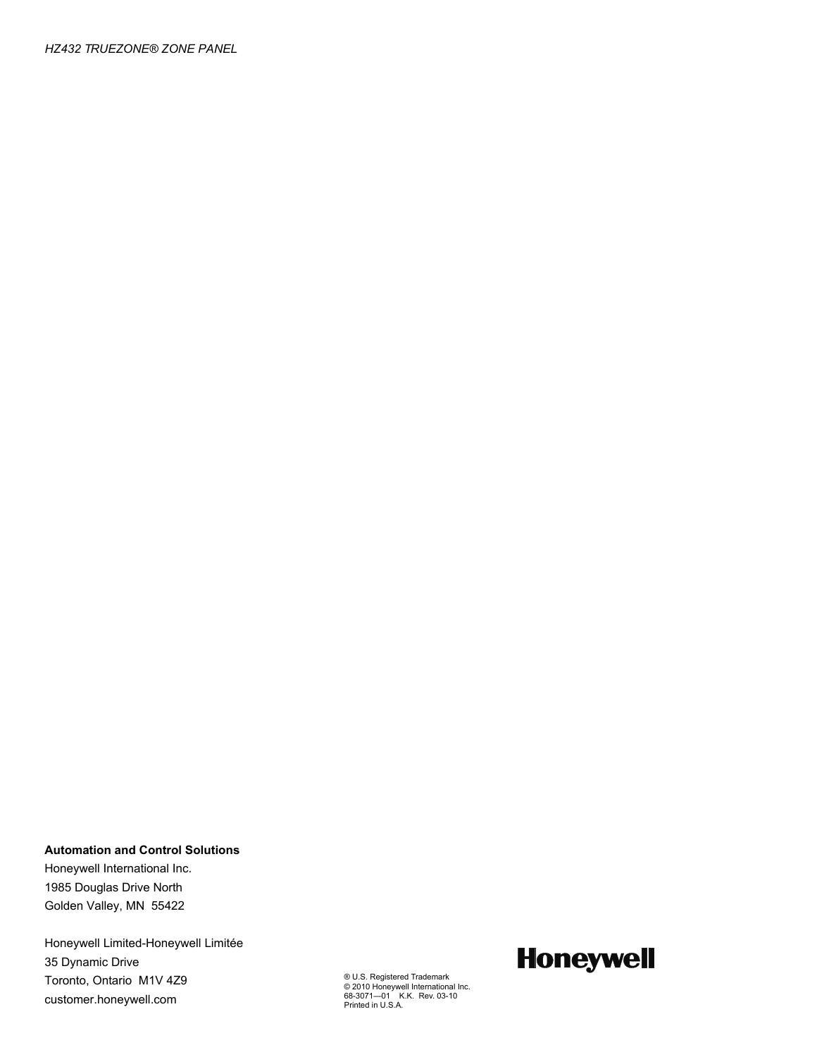**Automation and Control Solutions**

Honeywell International Inc.
1985 Douglas Drive North
Golden Valley, MN 55422

Honeywell Limited-Honeywell Limitée
35 Dynamic Drive
Toronto, Ontario M1V 4Z9
customer.honeywell.com

® U.S. Registered Trademark
© 2010 Honeywell International Inc.
68-3071—01 K.K. Rev. 03-10
Printed in U.S.A.

**Honeywell**